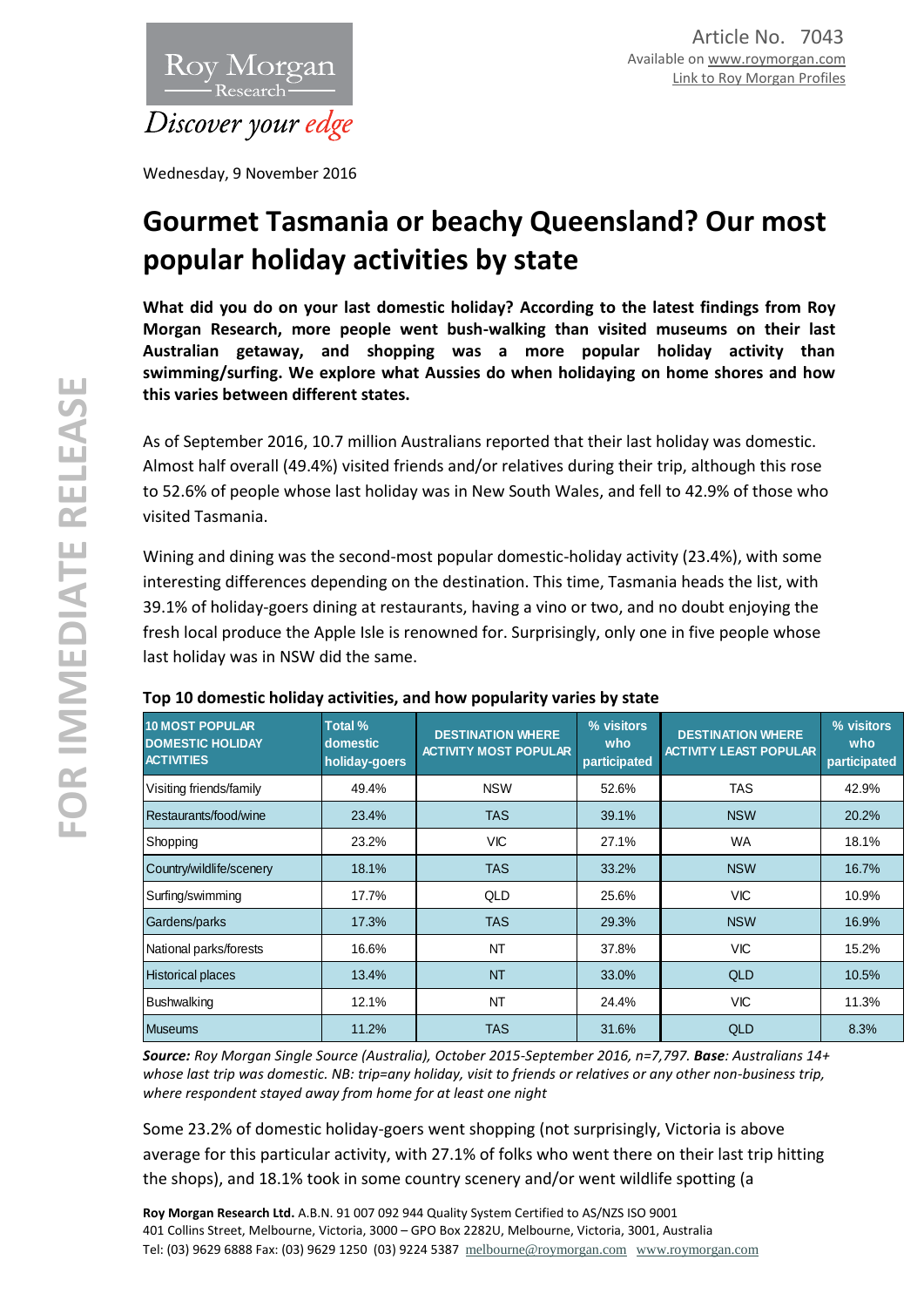Article No. 7043
Available on www.roymorgan.com
Link to Roy Morgan Profiles

Wednesday, 9 November 2016

# Gourmet Tasmania or beachy Queensland? Our most popular holiday activities by state

**What did you do on your last domestic holiday? According to the latest findings from Roy Morgan Research, more people went bush-walking than visited museums on their last Australian getaway, and shopping was a more popular holiday activity than swimming/surfing. We explore what Aussies do when holidaying on home shores and how this varies between different states.**

As of September 2016, 10.7 million Australians reported that their last holiday was domestic. Almost half overall (49.4%) visited friends and/or relatives during their trip, although this rose to 52.6% of people whose last holiday was in New South Wales, and fell to 42.9% of those who visited Tasmania.

Wining and dining was the second-most popular domestic-holiday activity (23.4%), with some interesting differences depending on the destination. This time, Tasmania heads the list, with 39.1% of holiday-goers dining at restaurants, having a vino or two, and no doubt enjoying the fresh local produce the Apple Isle is renowned for. Surprisingly, only one in five people whose last holiday was in NSW did the same.

**Top 10 domestic holiday activities, and how popularity varies by state**

| 10 MOST POPULAR DOMESTIC HOLIDAY ACTIVITIES | Total % domestic holiday-goers | DESTINATION WHERE ACTIVITY MOST POPULAR | % visitors who participated | DESTINATION WHERE ACTIVITY LEAST POPULAR | % visitors who participated |
|---|---|---|---|---|---|
| Visiting friends/family | 49.4% | NSW | 52.6% | TAS | 42.9% |
| Restaurants/food/wine | 23.4% | TAS | 39.1% | NSW | 20.2% |
| Shopping | 23.2% | VIC | 27.1% | WA | 18.1% |
| Country/wildlife/scenery | 18.1% | TAS | 33.2% | NSW | 16.7% |
| Surfing/swimming | 17.7% | QLD | 25.6% | VIC | 10.9% |
| Gardens/parks | 17.3% | TAS | 29.3% | NSW | 16.9% |
| National parks/forests | 16.6% | NT | 37.8% | VIC | 15.2% |
| Historical places | 13.4% | NT | 33.0% | QLD | 10.5% |
| Bushwalking | 12.1% | NT | 24.4% | VIC | 11.3% |
| Museums | 11.2% | TAS | 31.6% | QLD | 8.3% |

***Source:*** *Roy Morgan Single Source (Australia), October 2015-September 2016, n=7,797.* ***Base****: Australians 14+ whose last trip was domestic. NB: trip=any holiday, visit to friends or relatives or any other non-business trip, where respondent stayed away from home for at least one night*

Some 23.2% of domestic holiday-goers went shopping (not surprisingly, Victoria is above average for this particular activity, with 27.1% of folks who went there on their last trip hitting the shops), and 18.1% took in some country scenery and/or went wildlife spotting (a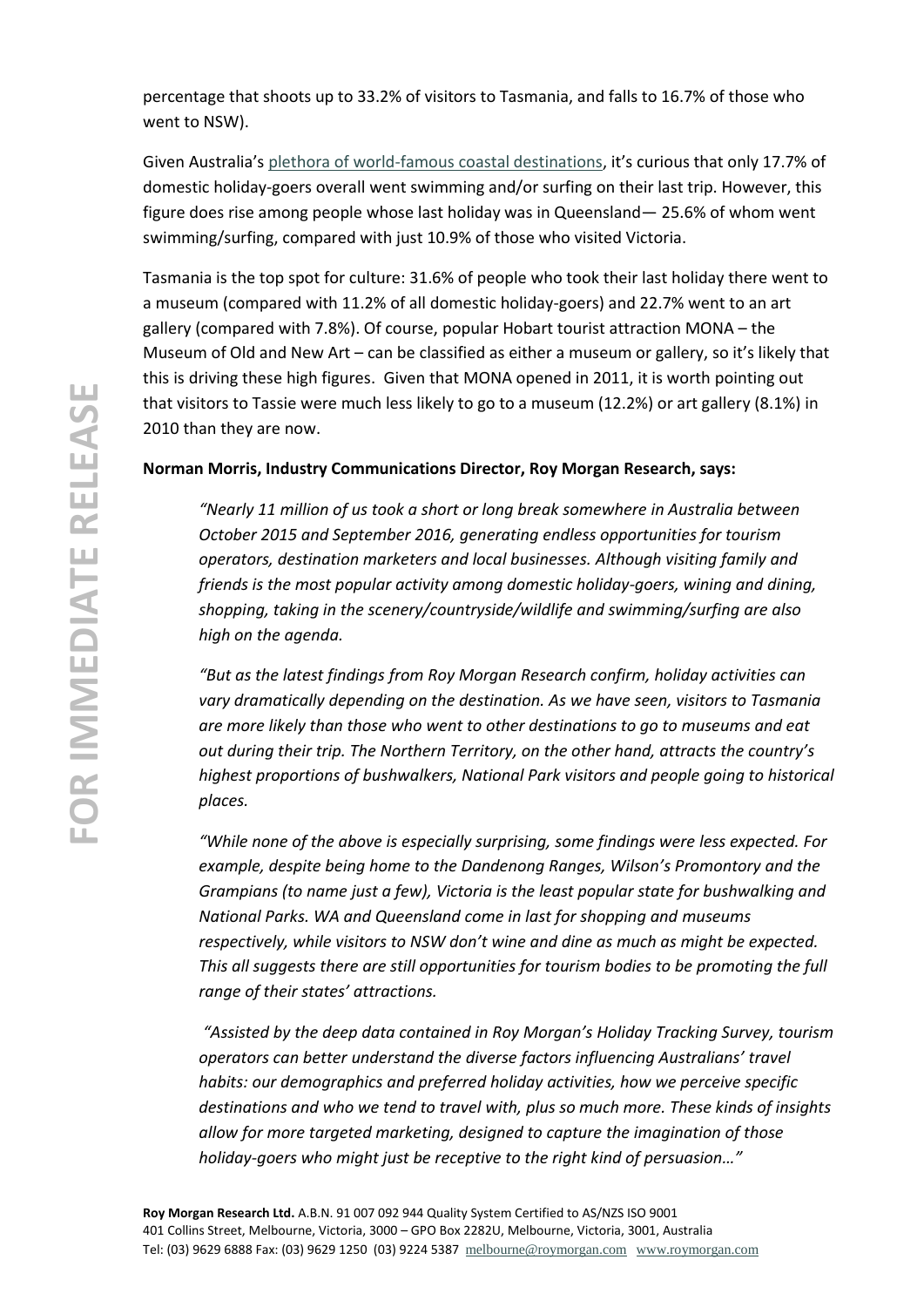percentage that shoots up to 33.2% of visitors to Tasmania, and falls to 16.7% of those who went to NSW).

Given Australia's plethora of world-famous coastal destinations, it's curious that only 17.7% of domestic holiday-goers overall went swimming and/or surfing on their last trip. However, this figure does rise among people whose last holiday was in Queensland— 25.6% of whom went swimming/surfing, compared with just 10.9% of those who visited Victoria.

Tasmania is the top spot for culture: 31.6% of people who took their last holiday there went to a museum (compared with 11.2% of all domestic holiday-goers) and 22.7% went to an art gallery (compared with 7.8%). Of course, popular Hobart tourist attraction MONA – the Museum of Old and New Art – can be classified as either a museum or gallery, so it's likely that this is driving these high figures. Given that MONA opened in 2011, it is worth pointing out that visitors to Tassie were much less likely to go to a museum (12.2%) or art gallery (8.1%) in 2010 than they are now.

**Norman Morris, Industry Communications Director, Roy Morgan Research, says:**

*"Nearly 11 million of us took a short or long break somewhere in Australia between October 2015 and September 2016, generating endless opportunities for tourism operators, destination marketers and local businesses. Although visiting family and friends is the most popular activity among domestic holiday-goers, wining and dining, shopping, taking in the scenery/countryside/wildlife and swimming/surfing are also high on the agenda.*

*"But as the latest findings from Roy Morgan Research confirm, holiday activities can vary dramatically depending on the destination. As we have seen, visitors to Tasmania are more likely than those who went to other destinations to go to museums and eat out during their trip. The Northern Territory, on the other hand, attracts the country's highest proportions of bushwalkers, National Park visitors and people going to historical places.*

*"While none of the above is especially surprising, some findings were less expected. For example, despite being home to the Dandenong Ranges, Wilson's Promontory and the Grampians (to name just a few), Victoria is the least popular state for bushwalking and National Parks. WA and Queensland come in last for shopping and museums respectively, while visitors to NSW don't wine and dine as much as might be expected. This all suggests there are still opportunities for tourism bodies to be promoting the full range of their states' attractions.*

*"Assisted by the deep data contained in Roy Morgan's Holiday Tracking Survey, tourism operators can better understand the diverse factors influencing Australians' travel habits: our demographics and preferred holiday activities, how we perceive specific destinations and who we tend to travel with, plus so much more. These kinds of insights allow for more targeted marketing, designed to capture the imagination of those holiday-goers who might just be receptive to the right kind of persuasion…"*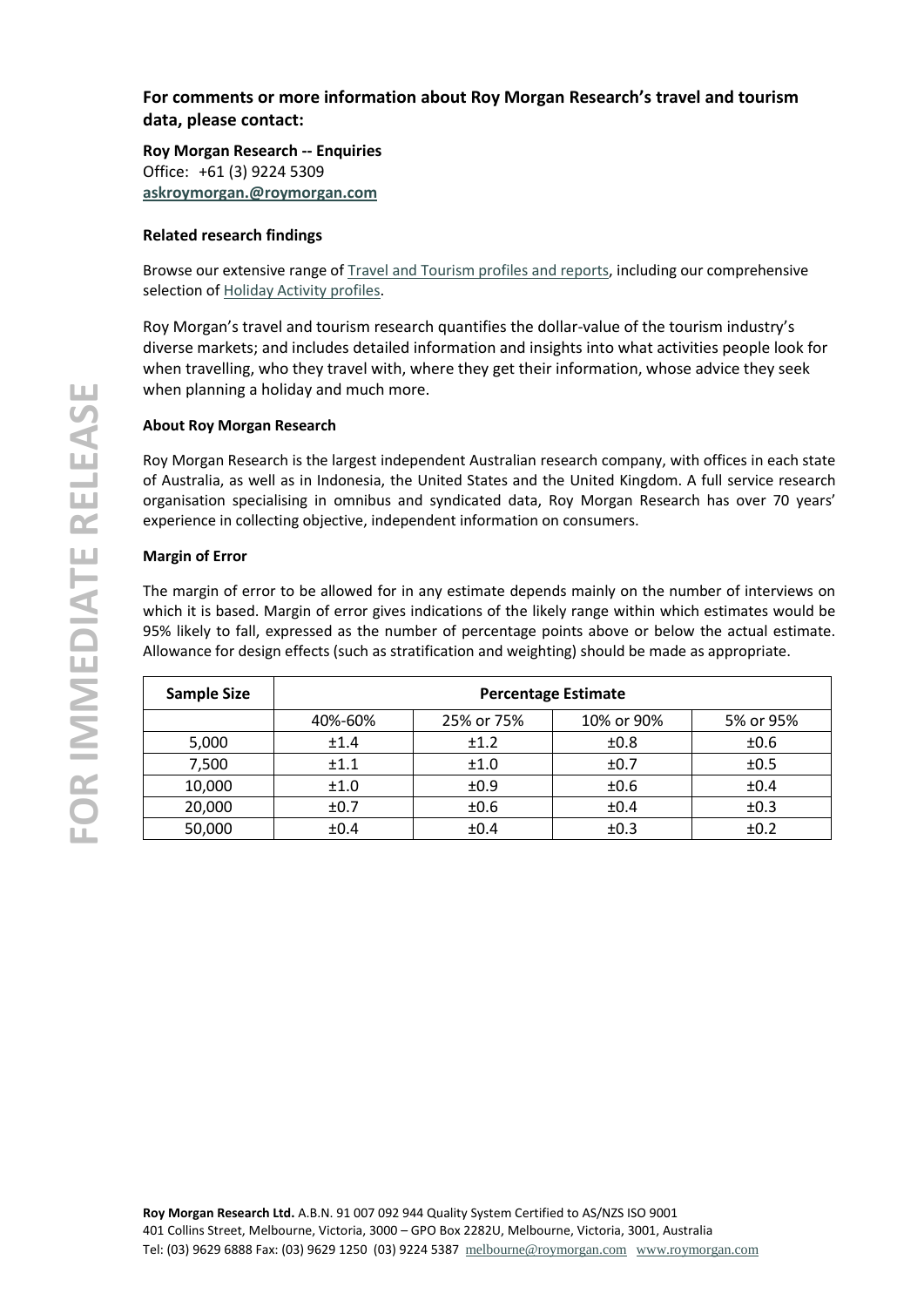**For comments or more information about Roy Morgan Research's travel and tourism data, please contact:**

**Roy Morgan Research -- Enquiries**
Office: +61 (3) 9224 5309
**askroymorgan.@roymorgan.com**

### Related research findings

Browse our extensive range of Travel and Tourism profiles and reports, including our comprehensive selection of Holiday Activity profiles.

Roy Morgan's travel and tourism research quantifies the dollar-value of the tourism industry's diverse markets; and includes detailed information and insights into what activities people look for when travelling, who they travel with, where they get their information, whose advice they seek when planning a holiday and much more.

### About Roy Morgan Research

Roy Morgan Research is the largest independent Australian research company, with offices in each state of Australia, as well as in Indonesia, the United States and the United Kingdom. A full service research organisation specialising in omnibus and syndicated data, Roy Morgan Research has over 70 years' experience in collecting objective, independent information on consumers.

### Margin of Error

The margin of error to be allowed for in any estimate depends mainly on the number of interviews on which it is based. Margin of error gives indications of the likely range within which estimates would be 95% likely to fall, expressed as the number of percentage points above or below the actual estimate. Allowance for design effects (such as stratification and weighting) should be made as appropriate.

| Sample Size | Percentage Estimate | | | |
|---|---|---|---|---|
| | 40%-60% | 25% or 75% | 10% or 90% | 5% or 95% |
| 5,000 | ±1.4 | ±1.2 | ±0.8 | ±0.6 |
| 7,500 | ±1.1 | ±1.0 | ±0.7 | ±0.5 |
| 10,000 | ±1.0 | ±0.9 | ±0.6 | ±0.4 |
| 20,000 | ±0.7 | ±0.6 | ±0.4 | ±0.3 |
| 50,000 | ±0.4 | ±0.4 | ±0.3 | ±0.2 |